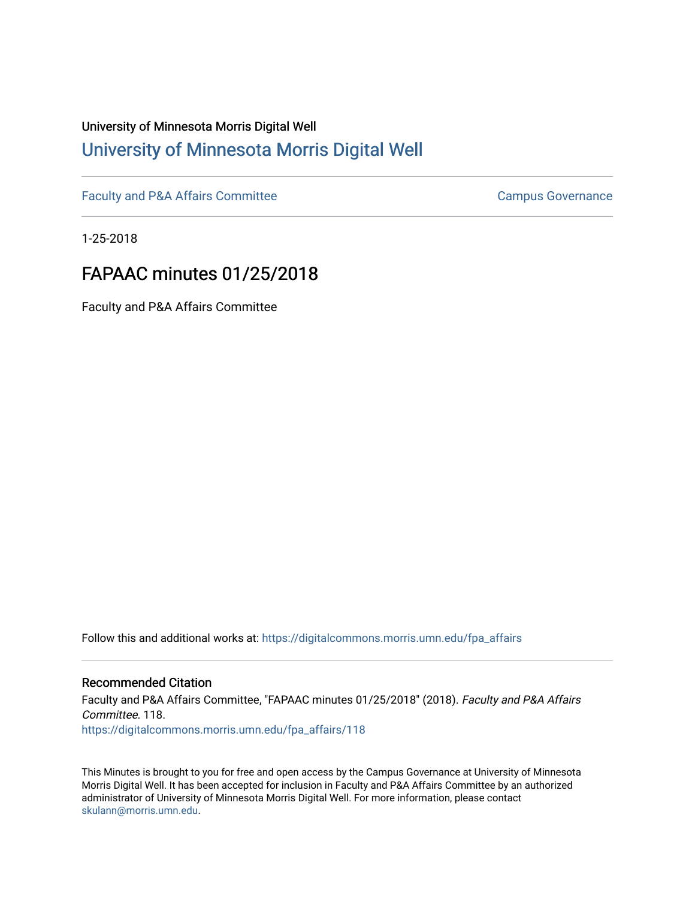University of Minnesota Morris Digital Well

# [University of Minnesota Morris Digital Well](https://digitalcommons.morris.umn.edu/)

[Faculty and P&A Affairs Committee](https://digitalcommons.morris.umn.edu/fpa_affairs) [Campus Governance](https://digitalcommons.morris.umn.edu/governance)

1-25-2018

## FAPAAC minutes 01/25/2018

Faculty and P&A Affairs Committee

Follow this and additional works at: https://digitalcommons.morris.umn.edu/fpa_affairs

### Recommended Citation

Faculty and P&A Affairs Committee, "FAPAAC minutes 01/25/2018" (2018). *Faculty and P&A Affairs Committee*. 118.
https://digitalcommons.morris.umn.edu/fpa_affairs/118

This Minutes is brought to you for free and open access by the Campus Governance at University of Minnesota Morris Digital Well. It has been accepted for inclusion in Faculty and P&A Affairs Committee by an authorized administrator of University of Minnesota Morris Digital Well. For more information, please contact skulann@morris.umn.edu.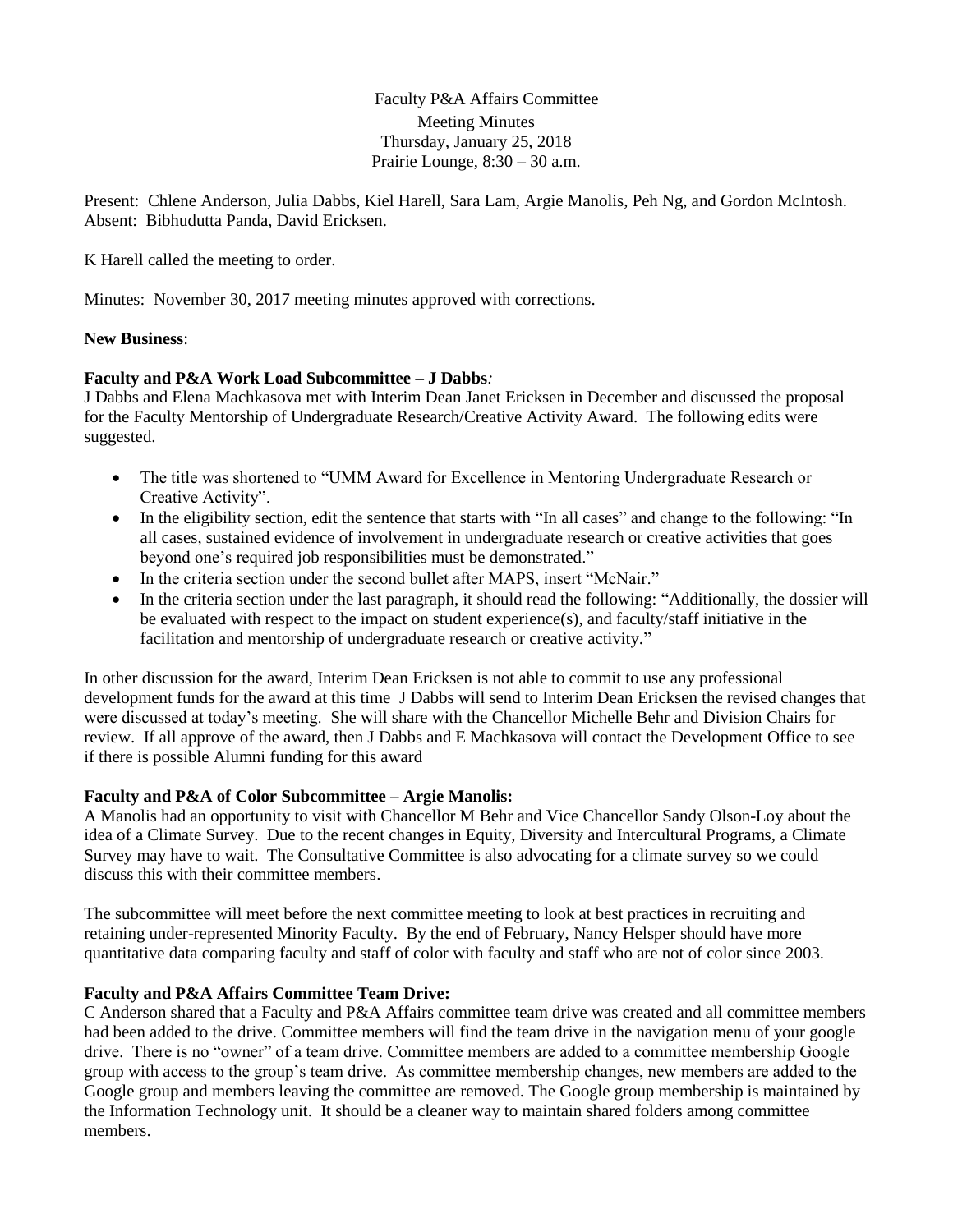Faculty P&A Affairs Committee
Meeting Minutes
Thursday, January 25, 2018
Prairie Lounge, 8:30 – 30 a.m.

Present: Chlene Anderson, Julia Dabbs, Kiel Harell, Sara Lam, Argie Manolis, Peh Ng, and Gordon McIntosh.
Absent: Bibhudutta Panda, David Ericksen.

K Harell called the meeting to order.

Minutes: November 30, 2017 meeting minutes approved with corrections.

**New Business**:

**Faculty and P&A Work Load Subcommittee – J Dabbs***:*
J Dabbs and Elena Machkasova met with Interim Dean Janet Ericksen in December and discussed the proposal for the Faculty Mentorship of Undergraduate Research/Creative Activity Award. The following edits were suggested.

- The title was shortened to "UMM Award for Excellence in Mentoring Undergraduate Research or Creative Activity".
- In the eligibility section, edit the sentence that starts with "In all cases" and change to the following: "In all cases, sustained evidence of involvement in undergraduate research or creative activities that goes beyond one's required job responsibilities must be demonstrated."
- In the criteria section under the second bullet after MAPS, insert "McNair."
- In the criteria section under the last paragraph, it should read the following: "Additionally, the dossier will be evaluated with respect to the impact on student experience(s), and faculty/staff initiative in the facilitation and mentorship of undergraduate research or creative activity."

In other discussion for the award, Interim Dean Ericksen is not able to commit to use any professional development funds for the award at this time J Dabbs will send to Interim Dean Ericksen the revised changes that were discussed at today's meeting. She will share with the Chancellor Michelle Behr and Division Chairs for review. If all approve of the award, then J Dabbs and E Machkasova will contact the Development Office to see if there is possible Alumni funding for this award

**Faculty and P&A of Color Subcommittee – Argie Manolis:**
A Manolis had an opportunity to visit with Chancellor M Behr and Vice Chancellor Sandy Olson-Loy about the idea of a Climate Survey. Due to the recent changes in Equity, Diversity and Intercultural Programs, a Climate Survey may have to wait. The Consultative Committee is also advocating for a climate survey so we could discuss this with their committee members.

The subcommittee will meet before the next committee meeting to look at best practices in recruiting and retaining under-represented Minority Faculty. By the end of February, Nancy Helsper should have more quantitative data comparing faculty and staff of color with faculty and staff who are not of color since 2003.

**Faculty and P&A Affairs Committee Team Drive:**
C Anderson shared that a Faculty and P&A Affairs committee team drive was created and all committee members had been added to the drive. Committee members will find the team drive in the navigation menu of your google drive. There is no "owner" of a team drive. Committee members are added to a committee membership Google group with access to the group's team drive. As committee membership changes, new members are added to the Google group and members leaving the committee are removed. The Google group membership is maintained by the Information Technology unit. It should be a cleaner way to maintain shared folders among committee members.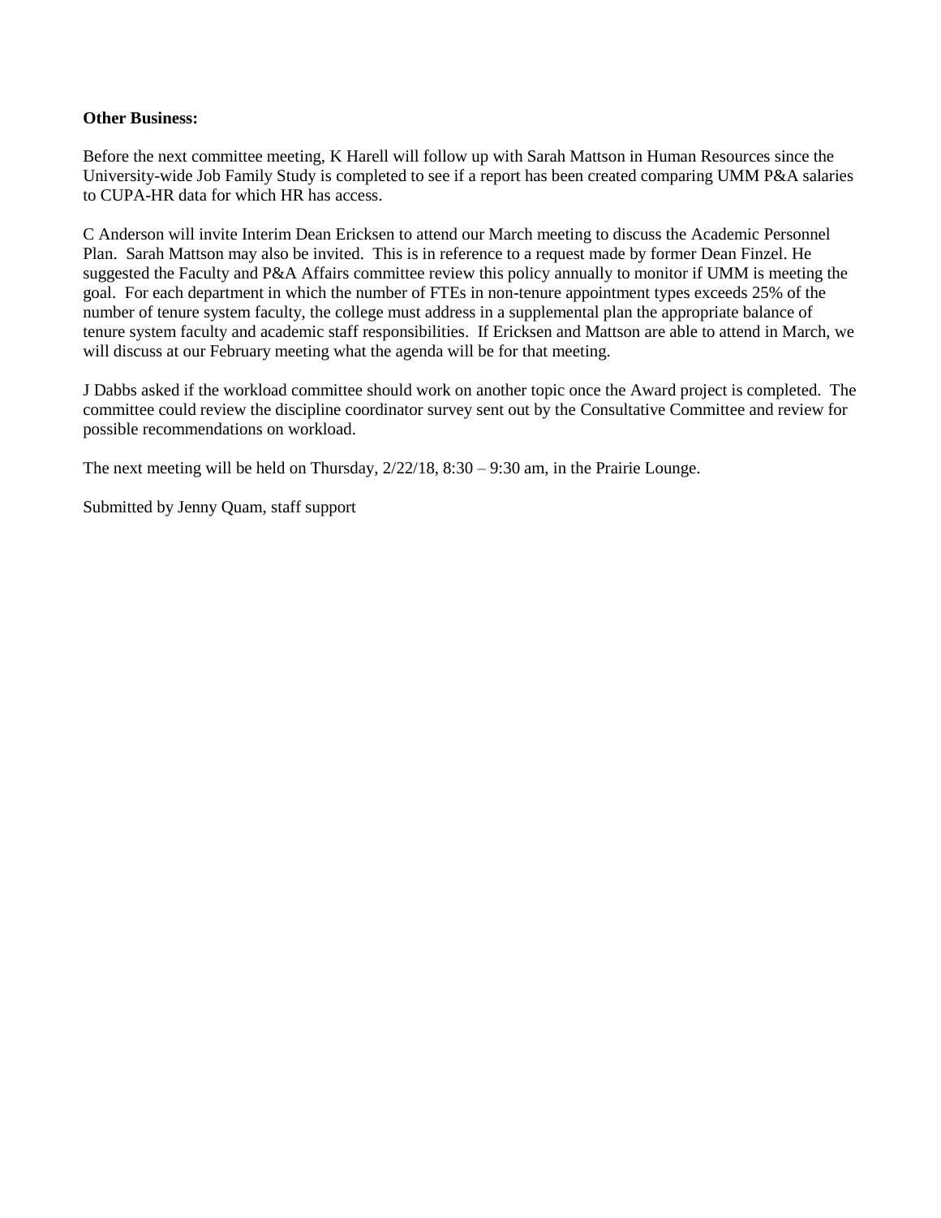**Other Business:**

Before the next committee meeting, K Harell will follow up with Sarah Mattson in Human Resources since the University-wide Job Family Study is completed to see if a report has been created comparing UMM P&A salaries to CUPA-HR data for which HR has access.

C Anderson will invite Interim Dean Ericksen to attend our March meeting to discuss the Academic Personnel Plan. Sarah Mattson may also be invited. This is in reference to a request made by former Dean Finzel. He suggested the Faculty and P&A Affairs committee review this policy annually to monitor if UMM is meeting the goal. For each department in which the number of FTEs in non-tenure appointment types exceeds 25% of the number of tenure system faculty, the college must address in a supplemental plan the appropriate balance of tenure system faculty and academic staff responsibilities. If Ericksen and Mattson are able to attend in March, we will discuss at our February meeting what the agenda will be for that meeting.

J Dabbs asked if the workload committee should work on another topic once the Award project is completed. The committee could review the discipline coordinator survey sent out by the Consultative Committee and review for possible recommendations on workload.

The next meeting will be held on Thursday, 2/22/18, 8:30 – 9:30 am, in the Prairie Lounge.

Submitted by Jenny Quam, staff support